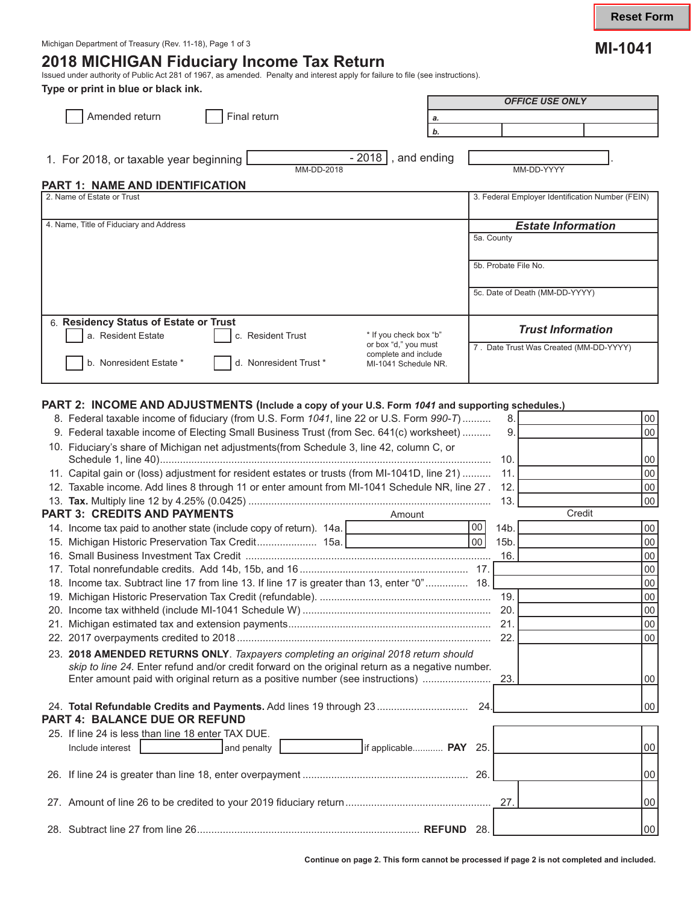Reset Form

Michigan Department of Treasury (Rev. 11-18), Page 1 of 3

**MI-1041**

# 2018 MICHIGAN Fiduciary Income Tax Return

Issued under authority of Public Act 281 of 1967, as amended. Penalty and interest apply for failure to file (see instructions).

**Type or print in blue or black ink.**

| *OFFICE USE ONLY* | | |
|---|---|---|
| a. | | |
| b. | | |

☐ Amended return ☐ Final return

1. For 2018, or taxable year beginning ________ - 2018 (MM-DD-2018), and ending ________ (MM-DD-YYYY).

## PART 1: NAME AND IDENTIFICATION

| 2. Name of Estate or Trust | 3. Federal Employer Identification Number (FEIN) |
|---|---|
| 4. Name, Title of Fiduciary and Address | ***Estate Information*** <br> 5a. County <br> 5b. Probate File No. <br> 5c. Date of Death (MM-DD-YYYY) |
| 6. **Residency Status of Estate or Trust** <br> ☐ a. Resident Estate ☐ c. Resident Trust <br> ☐ b. Nonresident Estate * ☐ d. Nonresident Trust * <br> * If you check box "b" or box "d," you must complete and include MI-1041 Schedule NR. | ***Trust Information*** <br> 7. Date Trust Was Created (MM-DD-YYYY) |

## PART 2: INCOME AND ADJUSTMENTS (Include a copy of your U.S. Form *1041* and supporting schedules.)

| Line | Description | | Amount |
|---|---|---|---|
| 8. | Federal taxable income of fiduciary (from U.S. Form *1041*, line 22 or U.S. Form *990-T*) | 8. | 00 |
| 9. | Federal taxable income of Electing Small Business Trust (from Sec. 641(c) worksheet) | 9. | 00 |
| 10. | Fiduciary's share of Michigan net adjustments(from Schedule 3, line 42, column C, or Schedule 1, line 40) | 10. | 00 |
| 11. | Capital gain or (loss) adjustment for resident estates or trusts (from MI-1041D, line 21) | 11. | 00 |
| 12. | Taxable income. Add lines 8 through 11 or enter amount from MI-1041 Schedule NR, line 27 | 12. | 00 |
| 13. | **Tax.** Multiply line 12 by 4.25% (0.0425) | 13. | 00 |

## PART 3: CREDITS AND PAYMENTS

| Line | Description | | Amount | | Credit |
|---|---|---|---|---|---|
| 14. | Income tax paid to another state (include copy of return) | 14a. | 00 | 14b. | 00 |
| 15. | Michigan Historic Preservation Tax Credit | 15a. | 00 | 15b. | 00 |
| 16. | Small Business Investment Tax Credit | | | 16. | 00 |
| 17. | Total nonrefundable credits. Add 14b, 15b, and 16 | | | 17. | 00 |
| 18. | Income tax. Subtract line 17 from line 13. If line 17 is greater than 13, enter "0" | | | 18. | 00 |
| 19. | Michigan Historic Preservation Tax Credit (refundable). | | | 19. | 00 |
| 20. | Income tax withheld (include MI-1041 Schedule W) | | | 20. | 00 |
| 21. | Michigan estimated tax and extension payments | | | 21. | 00 |
| 22. | 2017 overpayments credited to 2018 | | | 22. | 00 |
| 23. | **2018 AMENDED RETURNS ONLY**. *Taxpayers completing an original 2018 return should skip to line 24.* Enter refund and/or credit forward on the original return as a negative number. Enter amount paid with original return as a positive number (see instructions) | | | 23. | 00 |
| 24. | **Total Refundable Credits and Payments.** Add lines 19 through 23 | | | 24. | 00 |

## PART 4: BALANCE DUE OR REFUND

| Line | Description | | Amount |
|---|---|---|---|
| 25. | If line 24 is less than line 18 enter TAX DUE. Include interest ________ and penalty ________ if applicable **PAY** | 25. | 00 |
| 26. | If line 24 is greater than line 18, enter overpayment | 26. | 00 |
| 27. | Amount of line 26 to be credited to your 2019 fiduciary return | 27. | 00 |
| 28. | Subtract line 27 from line 26 **REFUND** | 28. | 00 |

**Continue on page 2. This form cannot be processed if page 2 is not completed and included.**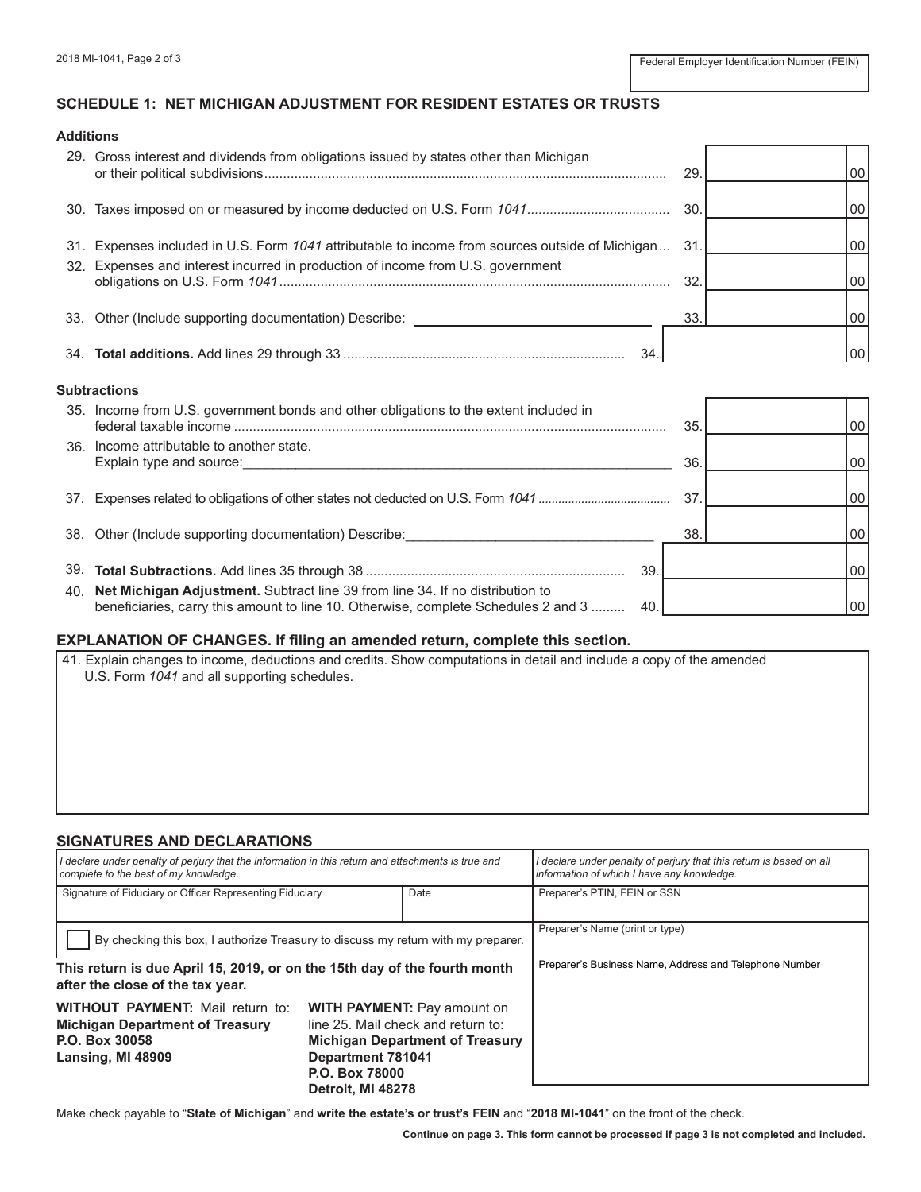Federal Employer Identification Number (FEIN)

## SCHEDULE 1: NET MICHIGAN ADJUSTMENT FOR RESIDENT ESTATES OR TRUSTS

### Additions

| Line | Description | | Amount |
|---|---|---|---|
| 29. | Gross interest and dividends from obligations issued by states other than Michigan or their political subdivisions | 29. | 00 |
| 30. | Taxes imposed on or measured by income deducted on U.S. Form *1041* | 30. | 00 |
| 31. | Expenses included in U.S. Form *1041* attributable to income from sources outside of Michigan | 31. | 00 |
| 32. | Expenses and interest incurred in production of income from U.S. government obligations on U.S. Form *1041* | 32. | 00 |
| 33. | Other (Include supporting documentation) Describe: ______________ | 33. | 00 |
| 34. | **Total additions.** Add lines 29 through 33 | 34. | 00 |

### Subtractions

| Line | Description | | Amount |
|---|---|---|---|
| 35. | Income from U.S. government bonds and other obligations to the extent included in federal taxable income | 35. | 00 |
| 36. | Income attributable to another state. Explain type and source: ______________ | 36. | 00 |
| 37. | Expenses related to obligations of other states not deducted on U.S. Form *1041* | 37. | 00 |
| 38. | Other (Include supporting documentation) Describe: ______________ | 38. | 00 |
| 39. | **Total Subtractions.** Add lines 35 through 38 | 39. | 00 |
| 40. | **Net Michigan Adjustment.** Subtract line 39 from line 34. If no distribution to beneficiaries, carry this amount to line 10. Otherwise, complete Schedules 2 and 3 | 40. | 00 |

## EXPLANATION OF CHANGES. If filing an amended return, complete this section.

41. Explain changes to income, deductions and credits. Show computations in detail and include a copy of the amended U.S. Form *1041* and all supporting schedules.

## SIGNATURES AND DECLARATIONS

| *I declare under penalty of perjury that the information in this return and attachments is true and complete to the best of my knowledge.* | | *I declare under penalty of perjury that this return is based on all information of which I have any knowledge.* |
|---|---|---|
| Signature of Fiduciary or Officer Representing Fiduciary | Date | Preparer's PTIN, FEIN or SSN |
| ☐ By checking this box, I authorize Treasury to discuss my return with my preparer. | | Preparer's Name (print or type) |
| | | Preparer's Business Name, Address and Telephone Number |

**This return is due April 15, 2019, or on the 15th day of the fourth month after the close of the tax year.**

**WITHOUT PAYMENT:** Mail return to:
**Michigan Department of Treasury**
**P.O. Box 30058**
**Lansing, MI 48909**

**WITH PAYMENT:** Pay amount on line 25. Mail check and return to:
**Michigan Department of Treasury**
**Department 781041**
**P.O. Box 78000**
**Detroit, MI 48278**

Make check payable to "**State of Michigan**" and **write the estate's or trust's FEIN** and "**2018 MI-1041**" on the front of the check.

**Continue on page 3. This form cannot be processed if page 3 is not completed and included.**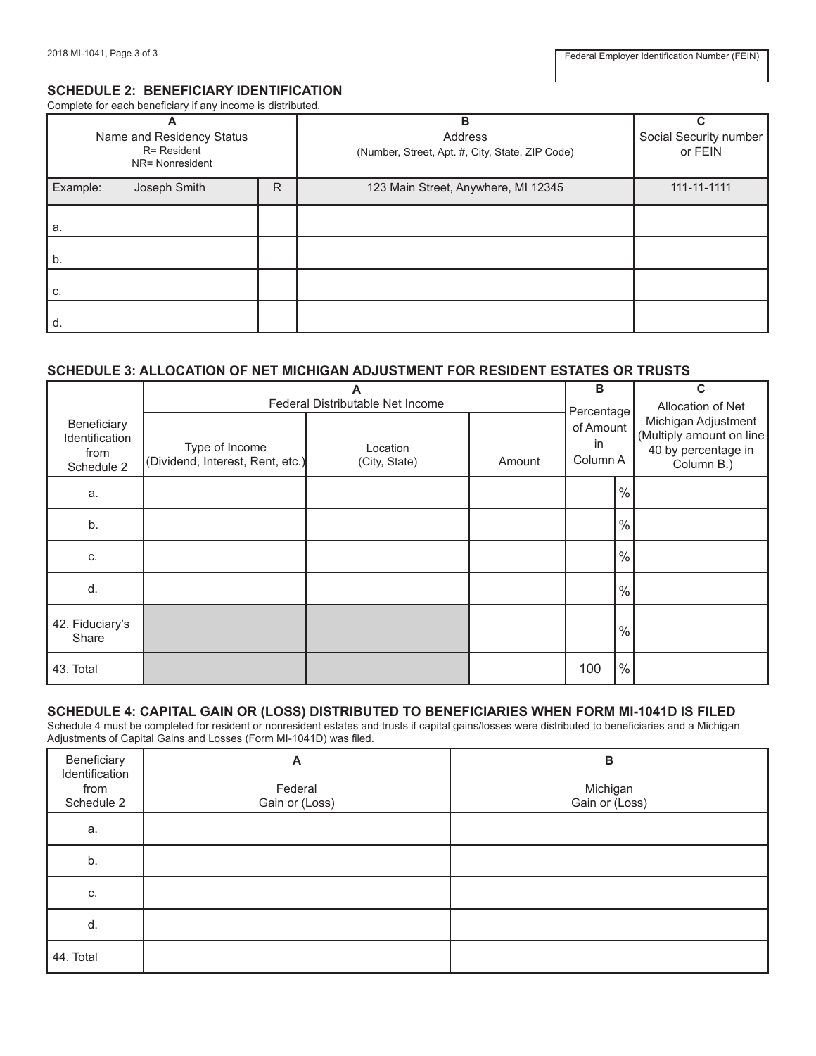Federal Employer Identification Number (FEIN)

## SCHEDULE 2: BENEFICIARY IDENTIFICATION

Complete for each beneficiary if any income is distributed.

| A<br>Name and Residency Status<br>R= Resident<br>NR= Nonresident | | B<br>Address<br>(Number, Street, Apt. #, City, State, ZIP Code) | C<br>Social Security number or FEIN |
|---|---|---|---|
| Example: Joseph Smith | R | 123 Main Street, Anywhere, MI 12345 | 111-11-1111 |
| a. | | | |
| b. | | | |
| c. | | | |
| d. | | | |

## SCHEDULE 3: ALLOCATION OF NET MICHIGAN ADJUSTMENT FOR RESIDENT ESTATES OR TRUSTS

| Beneficiary Identification from Schedule 2 | A<br>Federal Distributable Net Income | | | B<br>Percentage of Amount in Column A | | C<br>Allocation of Net Michigan Adjustment (Multiply amount on line 40 by percentage in Column B.) |
|---|---|---|---|---|---|---|
| | Type of Income (Dividend, Interest, Rent, etc.) | Location (City, State) | Amount | | | |
| a. | | | | | % | |
| b. | | | | | % | |
| c. | | | | | % | |
| d. | | | | | % | |
| 42. Fiduciary's Share | | | | | % | |
| 43. Total | | | | 100 | % | |

## SCHEDULE 4: CAPITAL GAIN OR (LOSS) DISTRIBUTED TO BENEFICIARIES WHEN FORM MI-1041D IS FILED

Schedule 4 must be completed for resident or nonresident estates and trusts if capital gains/losses were distributed to beneficiaries and a Michigan Adjustments of Capital Gains and Losses (Form MI-1041D) was filed.

| Beneficiary Identification from Schedule 2 | A<br>Federal Gain or (Loss) | B<br>Michigan Gain or (Loss) |
|---|---|---|
| a. | | |
| b. | | |
| c. | | |
| d. | | |
| 44. Total | | |